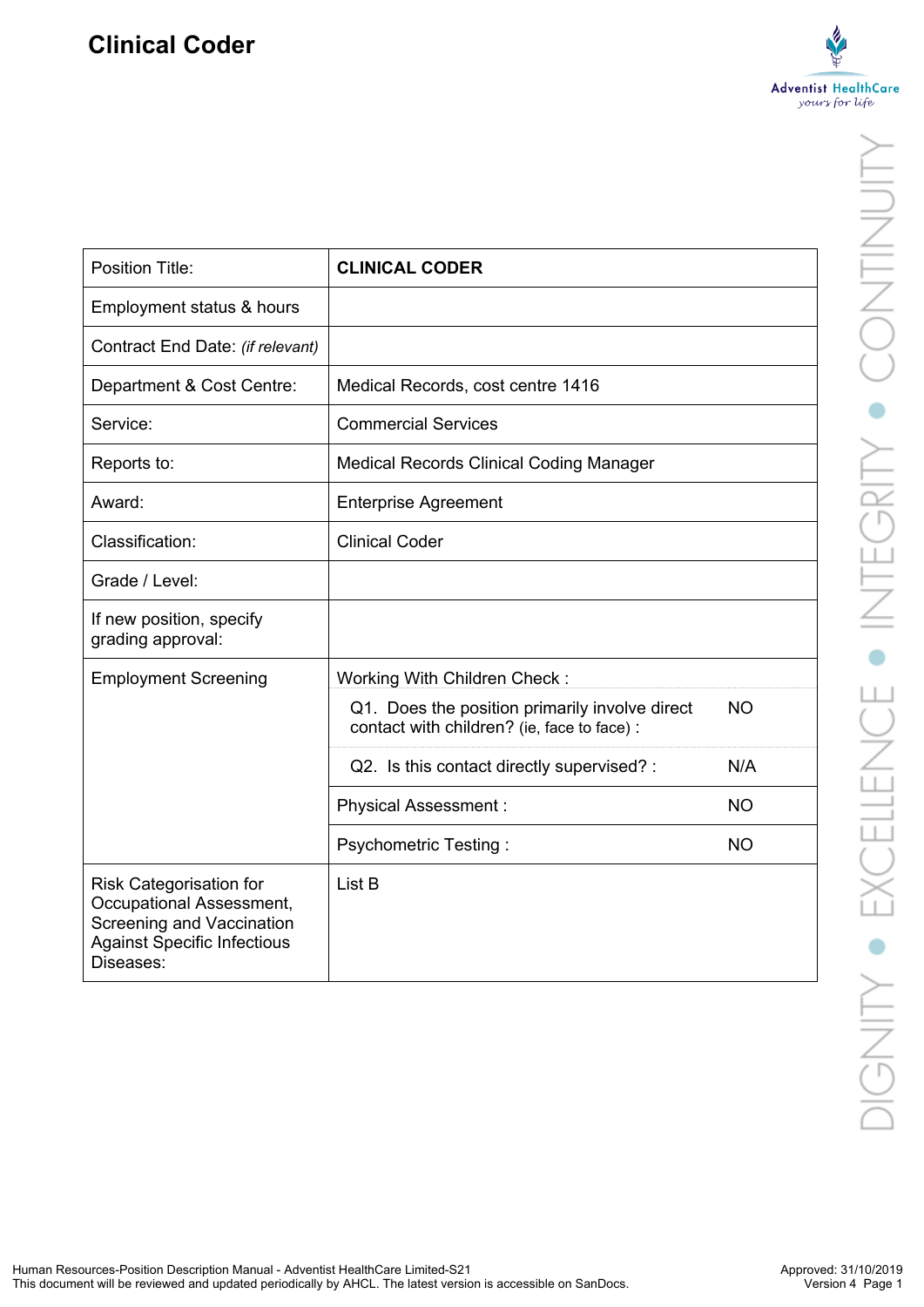# Clinical Coder

| Position Title: | **CLINICAL CODER** | |
|---|---|---|
| Employment status & hours | | |
| Contract End Date: *(if relevant)* | | |
| Department & Cost Centre: | Medical Records, cost centre 1416 | |
| Service: | Commercial Services | |
| Reports to: | Medical Records Clinical Coding Manager | |
| Award: | Enterprise Agreement | |
| Classification: | Clinical Coder | |
| Grade / Level: | | |
| If new position, specify grading approval: | | |
| Employment Screening | Working With Children Check : | |
| | Q1. Does the position primarily involve direct contact with children? (ie, face to face) : | NO |
| | Q2. Is this contact directly supervised? : | N/A |
| | Physical Assessment : | NO |
| | Psychometric Testing : | NO |
| Risk Categorisation for Occupational Assessment, Screening and Vaccination Against Specific Infectious Diseases: | List B | |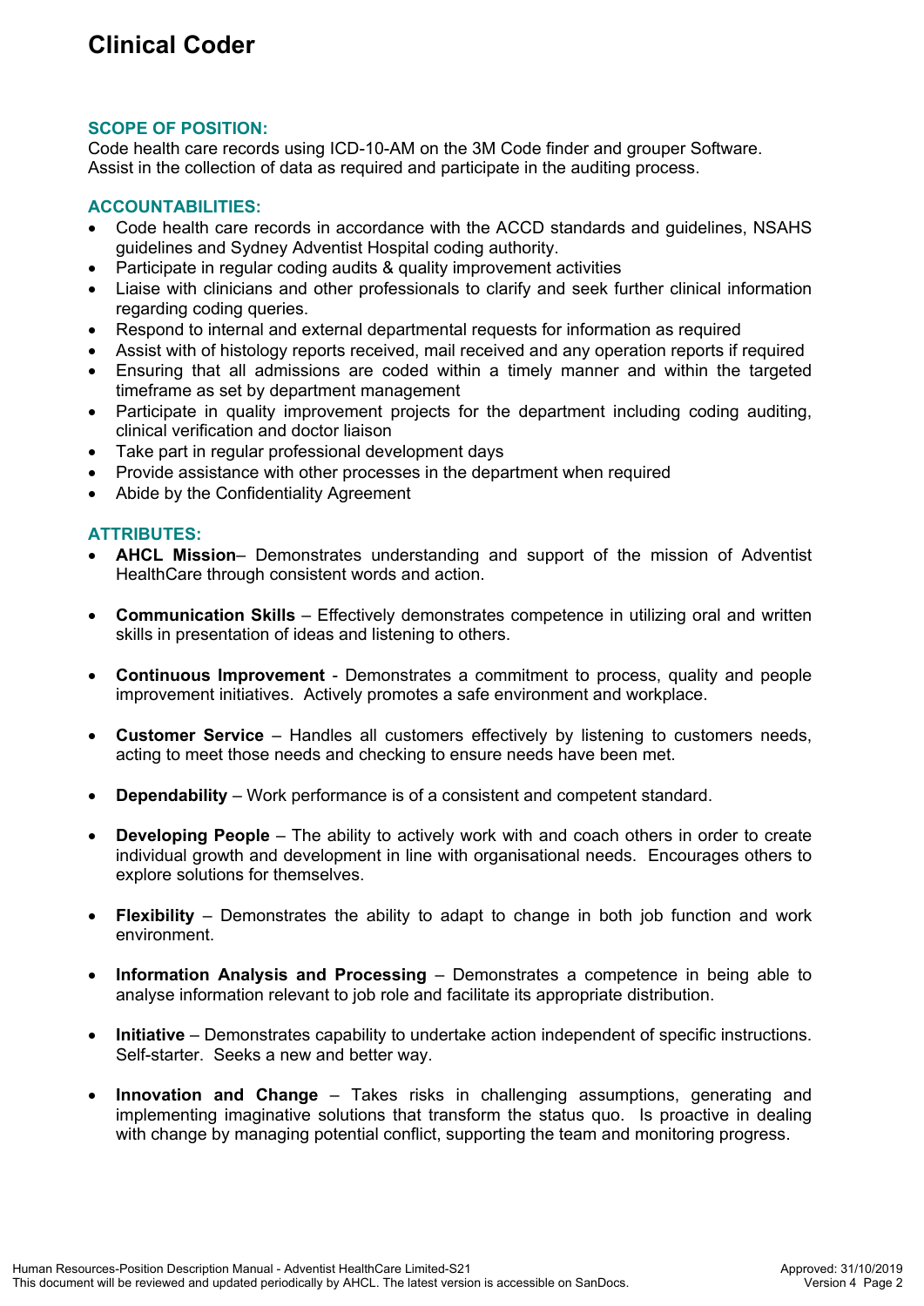# Clinical Coder

### SCOPE OF POSITION:

Code health care records using ICD-10-AM on the 3M Code finder and grouper Software. Assist in the collection of data as required and participate in the auditing process.

### ACCOUNTABILITIES:

- Code health care records in accordance with the ACCD standards and guidelines, NSAHS guidelines and Sydney Adventist Hospital coding authority.
- Participate in regular coding audits & quality improvement activities
- Liaise with clinicians and other professionals to clarify and seek further clinical information regarding coding queries.
- Respond to internal and external departmental requests for information as required
- Assist with of histology reports received, mail received and any operation reports if required
- Ensuring that all admissions are coded within a timely manner and within the targeted timeframe as set by department management
- Participate in quality improvement projects for the department including coding auditing, clinical verification and doctor liaison
- Take part in regular professional development days
- Provide assistance with other processes in the department when required
- Abide by the Confidentiality Agreement

### ATTRIBUTES:

- **AHCL Mission**– Demonstrates understanding and support of the mission of Adventist HealthCare through consistent words and action.
- **Communication Skills** – Effectively demonstrates competence in utilizing oral and written skills in presentation of ideas and listening to others.
- **Continuous Improvement** - Demonstrates a commitment to process, quality and people improvement initiatives. Actively promotes a safe environment and workplace.
- **Customer Service** – Handles all customers effectively by listening to customers needs, acting to meet those needs and checking to ensure needs have been met.
- **Dependability** – Work performance is of a consistent and competent standard.
- **Developing People** – The ability to actively work with and coach others in order to create individual growth and development in line with organisational needs. Encourages others to explore solutions for themselves.
- **Flexibility** – Demonstrates the ability to adapt to change in both job function and work environment.
- **Information Analysis and Processing** – Demonstrates a competence in being able to analyse information relevant to job role and facilitate its appropriate distribution.
- **Initiative** – Demonstrates capability to undertake action independent of specific instructions. Self-starter. Seeks a new and better way.
- **Innovation and Change** – Takes risks in challenging assumptions, generating and implementing imaginative solutions that transform the status quo. Is proactive in dealing with change by managing potential conflict, supporting the team and monitoring progress.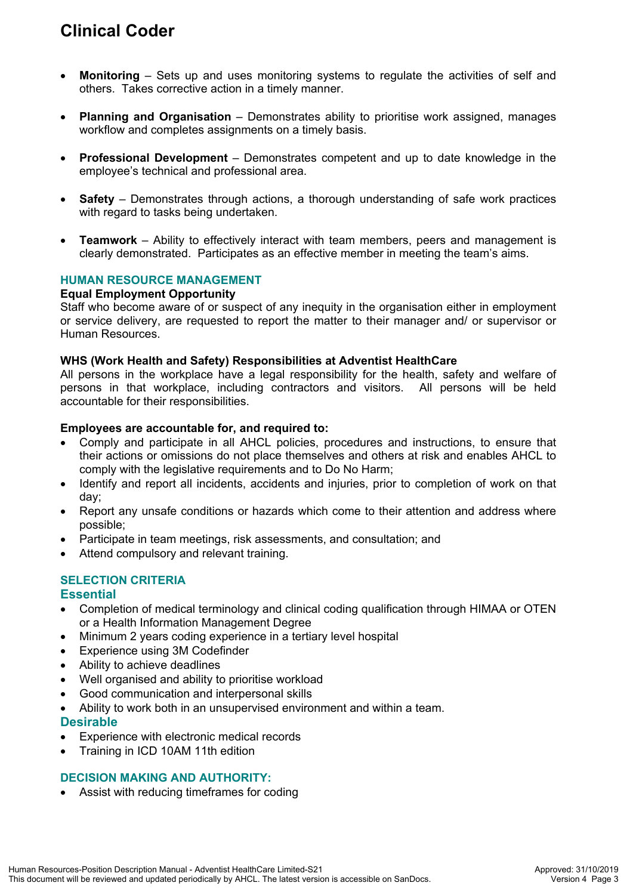# Clinical Coder

- **Monitoring** – Sets up and uses monitoring systems to regulate the activities of self and others. Takes corrective action in a timely manner.

- **Planning and Organisation** – Demonstrates ability to prioritise work assigned, manages workflow and completes assignments on a timely basis.

- **Professional Development** – Demonstrates competent and up to date knowledge in the employee's technical and professional area.

- **Safety** – Demonstrates through actions, a thorough understanding of safe work practices with regard to tasks being undertaken.

- **Teamwork** – Ability to effectively interact with team members, peers and management is clearly demonstrated. Participates as an effective member in meeting the team's aims.

## HUMAN RESOURCE MANAGEMENT

**Equal Employment Opportunity**

Staff who become aware of or suspect of any inequity in the organisation either in employment or service delivery, are requested to report the matter to their manager and/ or supervisor or Human Resources.

**WHS (Work Health and Safety) Responsibilities at Adventist HealthCare**

All persons in the workplace have a legal responsibility for the health, safety and welfare of persons in that workplace, including contractors and visitors. All persons will be held accountable for their responsibilities.

**Employees are accountable for, and required to:**

- Comply and participate in all AHCL policies, procedures and instructions, to ensure that their actions or omissions do not place themselves and others at risk and enables AHCL to comply with the legislative requirements and to Do No Harm;
- Identify and report all incidents, accidents and injuries, prior to completion of work on that day;
- Report any unsafe conditions or hazards which come to their attention and address where possible;
- Participate in team meetings, risk assessments, and consultation; and
- Attend compulsory and relevant training.

## SELECTION CRITERIA

### Essential

- Completion of medical terminology and clinical coding qualification through HIMAA or OTEN or a Health Information Management Degree
- Minimum 2 years coding experience in a tertiary level hospital
- Experience using 3M Codefinder
- Ability to achieve deadlines
- Well organised and ability to prioritise workload
- Good communication and interpersonal skills
- Ability to work both in an unsupervised environment and within a team.

### Desirable

- Experience with electronic medical records
- Training in ICD 10AM 11th edition

## DECISION MAKING AND AUTHORITY:

- Assist with reducing timeframes for coding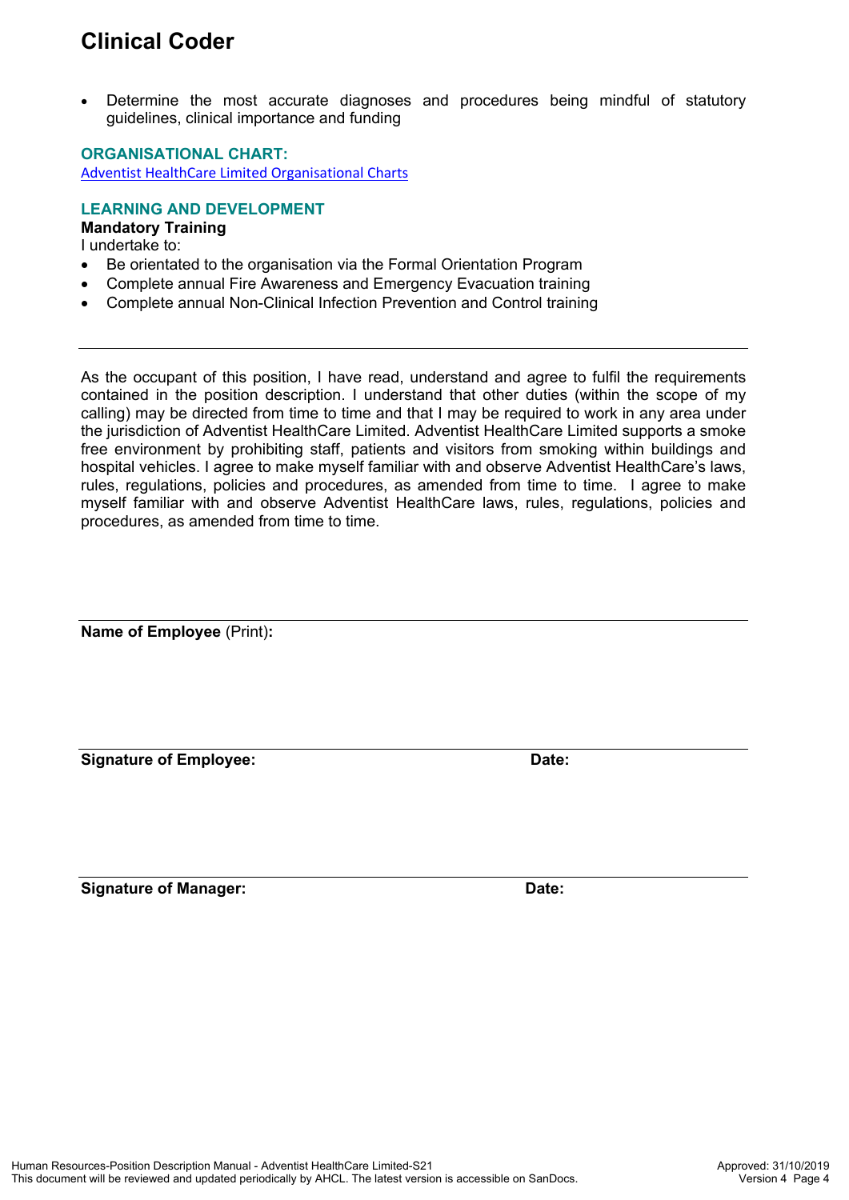- Determine the most accurate diagnoses and procedures being mindful of statutory guidelines, clinical importance and funding

## ORGANISATIONAL CHART:

Adventist HealthCare Limited Organisational Charts

## LEARNING AND DEVELOPMENT

**Mandatory Training**

I undertake to:

- Be orientated to the organisation via the Formal Orientation Program
- Complete annual Fire Awareness and Emergency Evacuation training
- Complete annual Non-Clinical Infection Prevention and Control training

---

As the occupant of this position, I have read, understand and agree to fulfil the requirements contained in the position description. I understand that other duties (within the scope of my calling) may be directed from time to time and that I may be required to work in any area under the jurisdiction of Adventist HealthCare Limited. Adventist HealthCare Limited supports a smoke free environment by prohibiting staff, patients and visitors from smoking within buildings and hospital vehicles. I agree to make myself familiar with and observe Adventist HealthCare's laws, rules, regulations, policies and procedures, as amended from time to time. I agree to make myself familiar with and observe Adventist HealthCare laws, rules, regulations, policies and procedures, as amended from time to time.

**Name of Employee** (Print)**:**

**Signature of Employee:** **Date:**

**Signature of Manager:** **Date:**